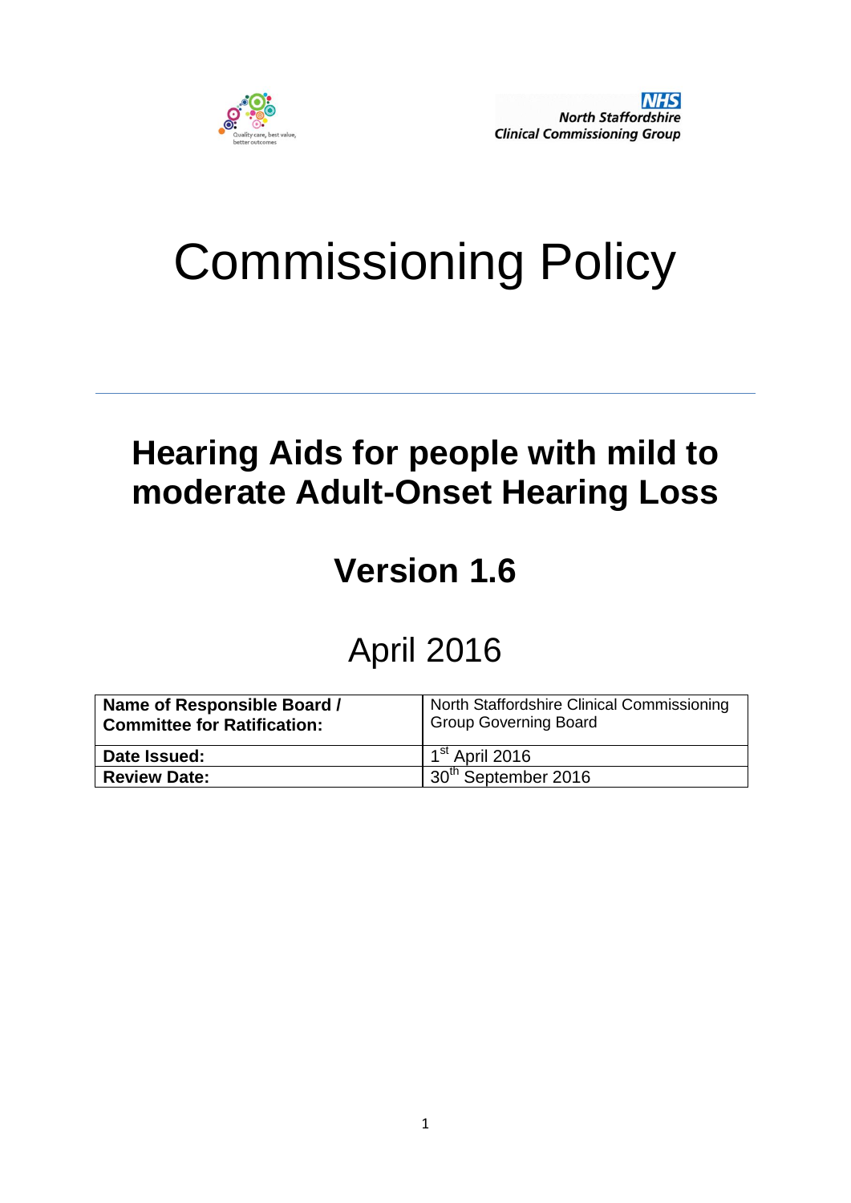NHS
North Staffordshire
Clinical Commissioning Group

Quality care, best value, better outcomes

# Commissioning Policy

---

## Hearing Aids for people with mild to moderate Adult-Onset Hearing Loss

## Version 1.6

April 2016

| **Name of Responsible Board / Committee for Ratification:** | North Staffordshire Clinical Commissioning Group Governing Board |
|---|---|
| **Date Issued:** | 1st April 2016 |
| **Review Date:** | 30th September 2016 |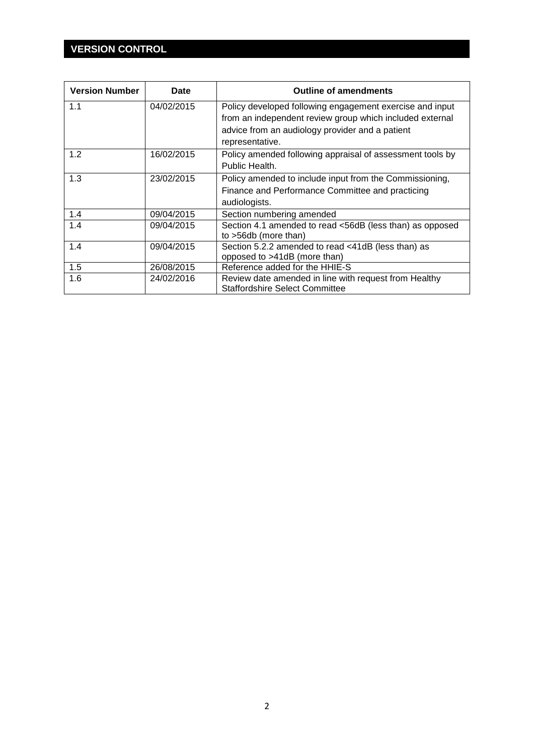## VERSION CONTROL

| Version Number | Date | Outline of amendments |
| --- | --- | --- |
| 1.1 | 04/02/2015 | Policy developed following engagement exercise and input from an independent review group which included external advice from an audiology provider and a patient representative. |
| 1.2 | 16/02/2015 | Policy amended following appraisal of assessment tools by Public Health. |
| 1.3 | 23/02/2015 | Policy amended to include input from the Commissioning, Finance and Performance Committee and practicing audiologists. |
| 1.4 | 09/04/2015 | Section numbering amended |
| 1.4 | 09/04/2015 | Section 4.1 amended to read <56dB (less than) as opposed to >56db (more than) |
| 1.4 | 09/04/2015 | Section 5.2.2 amended to read <41dB (less than) as opposed to >41dB (more than) |
| 1.5 | 26/08/2015 | Reference added for the HHIE-S |
| 1.6 | 24/02/2016 | Review date amended in line with request from Healthy Staffordshire Select Committee |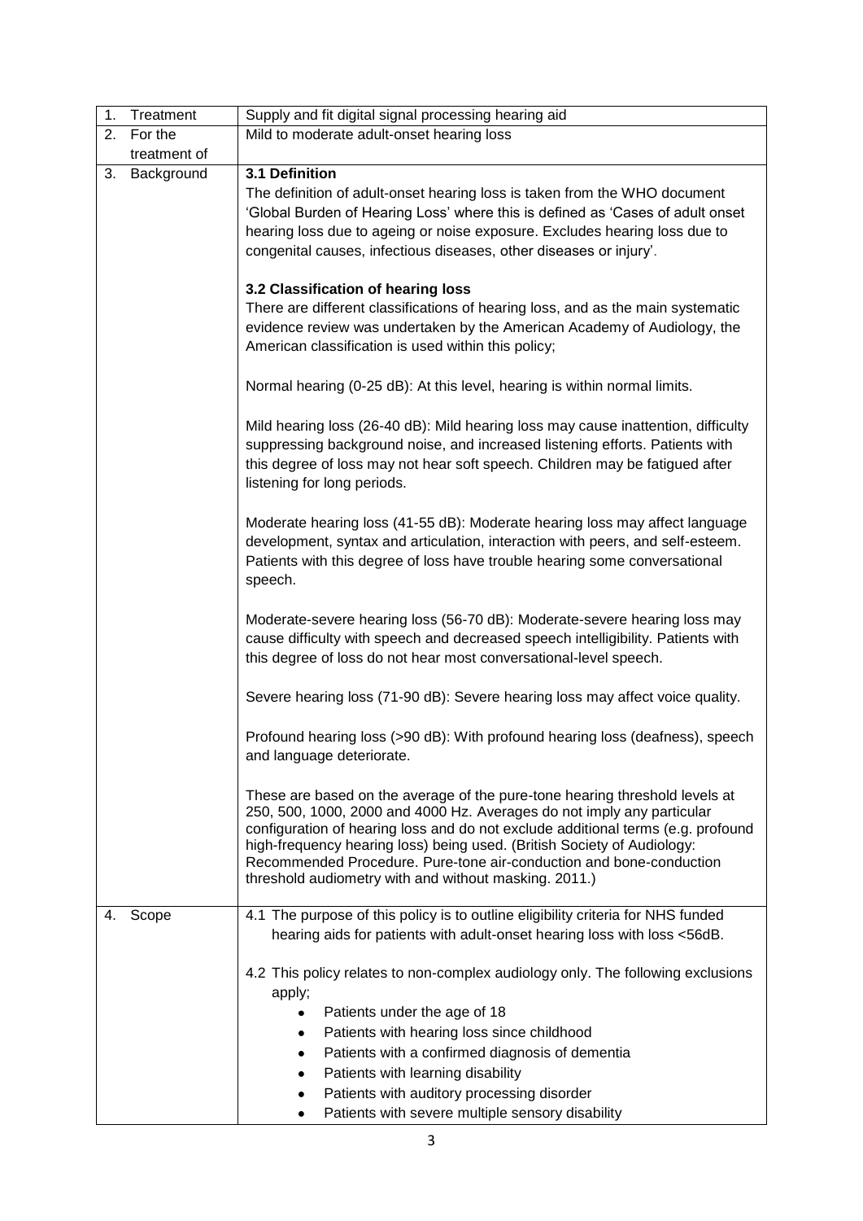| 1. Treatment | Supply and fit digital signal processing hearing aid |
|---|---|
| 2. For the treatment of | Mild to moderate adult-onset hearing loss |
| 3. Background | **3.1 Definition**<br>The definition of adult-onset hearing loss is taken from the WHO document 'Global Burden of Hearing Loss' where this is defined as 'Cases of adult onset hearing loss due to ageing or noise exposure. Excludes hearing loss due to congenital causes, infectious diseases, other diseases or injury'.<br><br>**3.2 Classification of hearing loss**<br>There are different classifications of hearing loss, and as the main systematic evidence review was undertaken by the American Academy of Audiology, the American classification is used within this policy;<br><br>Normal hearing (0-25 dB): At this level, hearing is within normal limits.<br><br>Mild hearing loss (26-40 dB): Mild hearing loss may cause inattention, difficulty suppressing background noise, and increased listening efforts. Patients with this degree of loss may not hear soft speech. Children may be fatigued after listening for long periods.<br><br>Moderate hearing loss (41-55 dB): Moderate hearing loss may affect language development, syntax and articulation, interaction with peers, and self-esteem. Patients with this degree of loss have trouble hearing some conversational speech.<br><br>Moderate-severe hearing loss (56-70 dB): Moderate-severe hearing loss may cause difficulty with speech and decreased speech intelligibility. Patients with this degree of loss do not hear most conversational-level speech.<br><br>Severe hearing loss (71-90 dB): Severe hearing loss may affect voice quality.<br><br>Profound hearing loss (>90 dB): With profound hearing loss (deafness), speech and language deteriorate.<br><br>These are based on the average of the pure-tone hearing threshold levels at 250, 500, 1000, 2000 and 4000 Hz. Averages do not imply any particular configuration of hearing loss and do not exclude additional terms (e.g. profound high-frequency hearing loss) being used. (British Society of Audiology: Recommended Procedure. Pure-tone air-conduction and bone-conduction threshold audiometry with and without masking. 2011.) |
| 4. Scope | 4.1 The purpose of this policy is to outline eligibility criteria for NHS funded hearing aids for patients with adult-onset hearing loss with loss <56dB.<br><br>4.2 This policy relates to non-complex audiology only. The following exclusions apply;<br>• Patients under the age of 18<br>• Patients with hearing loss since childhood<br>• Patients with a confirmed diagnosis of dementia<br>• Patients with learning disability<br>• Patients with auditory processing disorder<br>• Patients with severe multiple sensory disability |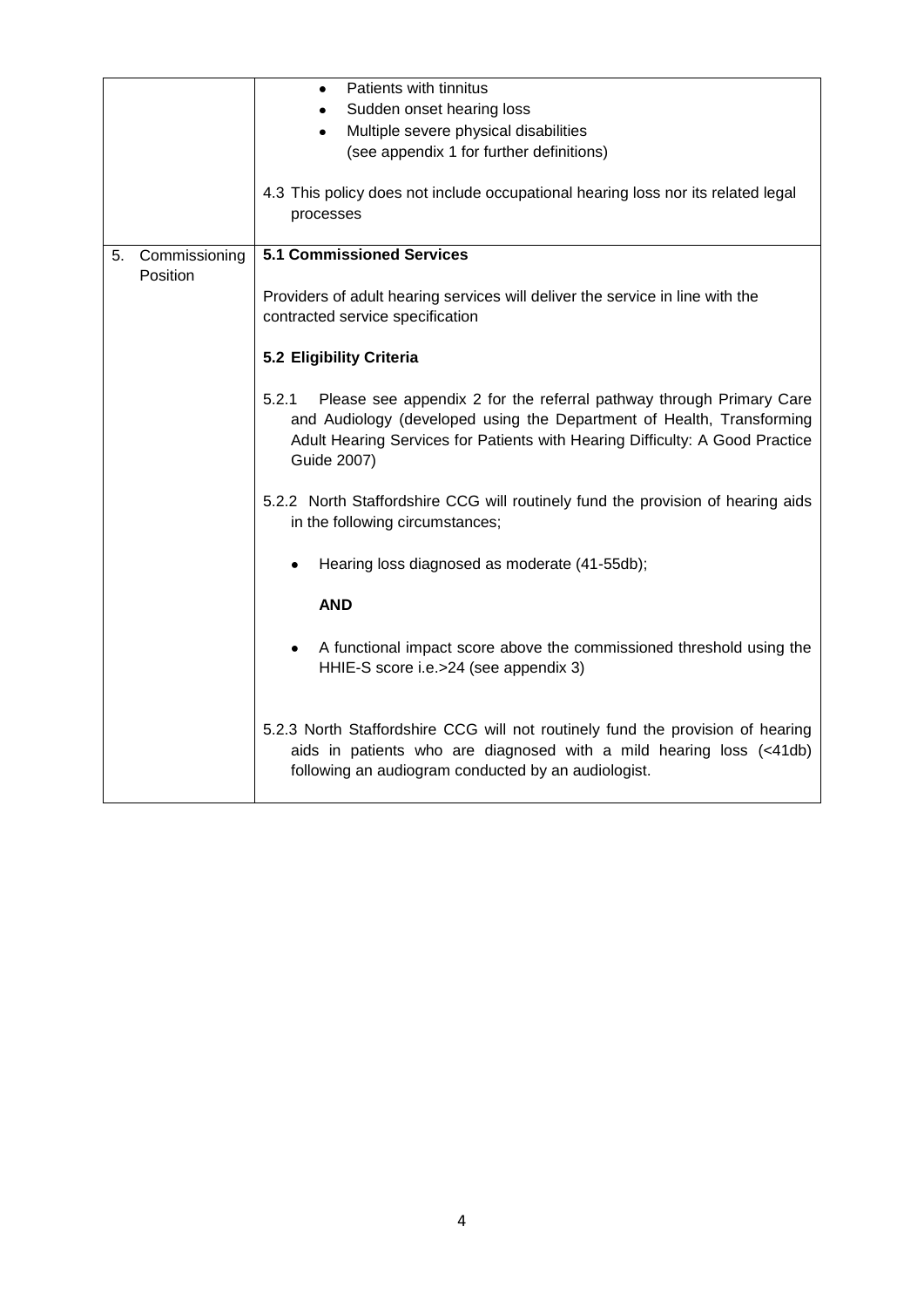| | |
|---|---|
| | • Patients with tinnitus<br>• Sudden onset hearing loss<br>• Multiple severe physical disabilities<br>(see appendix 1 for further definitions)<br><br>4.3 This policy does not include occupational hearing loss nor its related legal processes |
| 5. Commissioning Position | **5.1 Commissioned Services**<br><br>Providers of adult hearing services will deliver the service in line with the contracted service specification<br><br>**5.2 Eligibility Criteria**<br><br>5.2.1 Please see appendix 2 for the referral pathway through Primary Care and Audiology (developed using the Department of Health, Transforming Adult Hearing Services for Patients with Hearing Difficulty: A Good Practice Guide 2007)<br><br>5.2.2 North Staffordshire CCG will routinely fund the provision of hearing aids in the following circumstances;<br><br>• Hearing loss diagnosed as moderate (41-55db);<br><br>**AND**<br><br>• A functional impact score above the commissioned threshold using the HHIE-S score i.e.>24 (see appendix 3)<br><br>5.2.3 North Staffordshire CCG will not routinely fund the provision of hearing aids in patients who are diagnosed with a mild hearing loss (<41db) following an audiogram conducted by an audiologist. |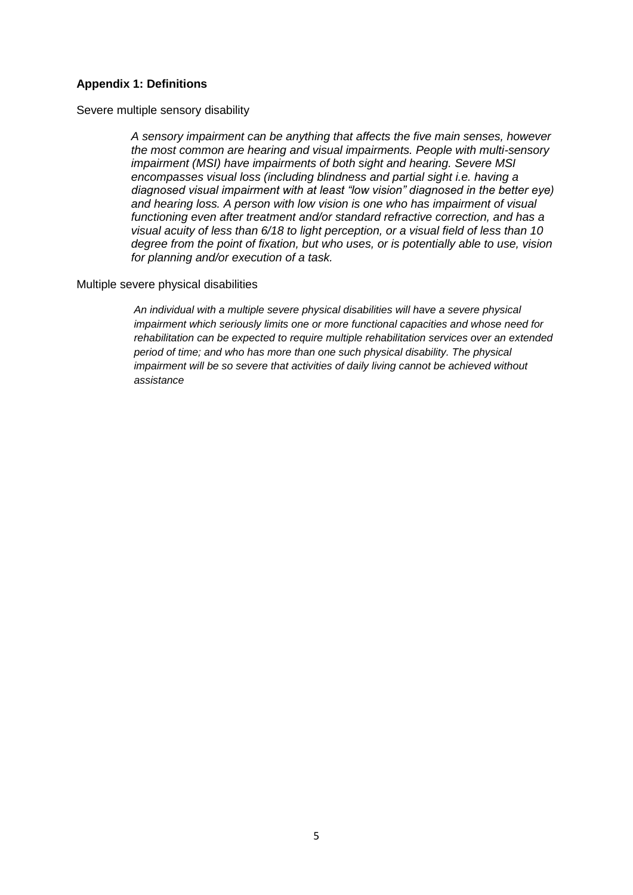**Appendix 1: Definitions**

Severe multiple sensory disability

> *A sensory impairment can be anything that affects the five main senses, however the most common are hearing and visual impairments. People with multi-sensory impairment (MSI) have impairments of both sight and hearing. Severe MSI encompasses visual loss (including blindness and partial sight i.e. having a diagnosed visual impairment with at least "low vision" diagnosed in the better eye) and hearing loss. A person with low vision is one who has impairment of visual functioning even after treatment and/or standard refractive correction, and has a visual acuity of less than 6/18 to light perception, or a visual field of less than 10 degree from the point of fixation, but who uses, or is potentially able to use, vision for planning and/or execution of a task.*

Multiple severe physical disabilities

> *An individual with a multiple severe physical disabilities will have a severe physical impairment which seriously limits one or more functional capacities and whose need for rehabilitation can be expected to require multiple rehabilitation services over an extended period of time; and who has more than one such physical disability. The physical impairment will be so severe that activities of daily living cannot be achieved without assistance*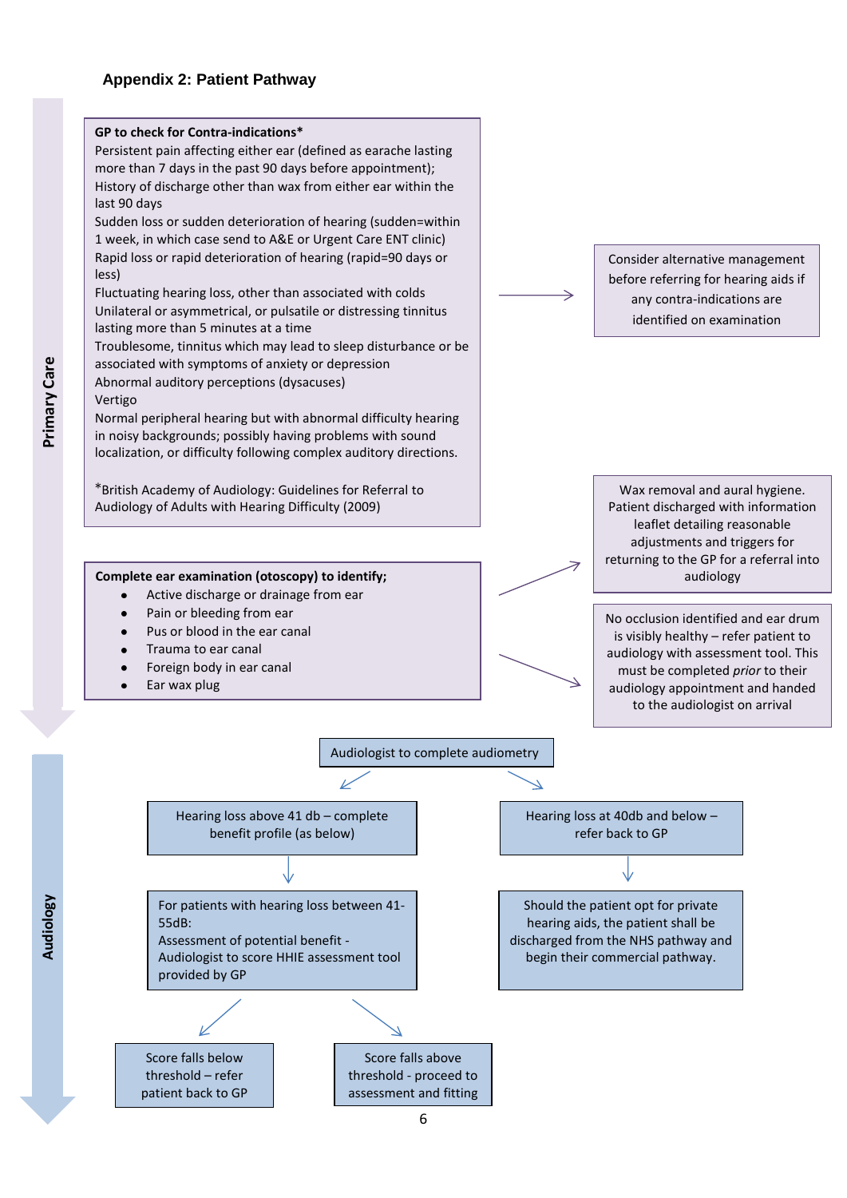## Appendix 2: Patient Pathway

### Primary Care

**GP to check for Contra-indications***

Persistent pain affecting either ear (defined as earache lasting more than 7 days in the past 90 days before appointment);
History of discharge other than wax from either ear within the last 90 days
Sudden loss or sudden deterioration of hearing (sudden=within 1 week, in which case send to A&E or Urgent Care ENT clinic)
Rapid loss or rapid deterioration of hearing (rapid=90 days or less)
Fluctuating hearing loss, other than associated with colds
Unilateral or asymmetrical, or pulsatile or distressing tinnitus lasting more than 5 minutes at a time
Troublesome, tinnitus which may lead to sleep disturbance or be associated with symptoms of anxiety or depression
Abnormal auditory perceptions (dysacuses)
Vertigo
Normal peripheral hearing but with abnormal difficulty hearing in noisy backgrounds; possibly having problems with sound localization, or difficulty following complex auditory directions.

*British Academy of Audiology: Guidelines for Referral to Audiology of Adults with Hearing Difficulty (2009)

→ Consider alternative management before referring for hearing aids if any contra-indications are identified on examination

**Complete ear examination (otoscopy) to identify;**

- Active discharge or drainage from ear
- Pain or bleeding from ear
- Pus or blood in the ear canal
- Trauma to ear canal
- Foreign body in ear canal
- Ear wax plug

→ Wax removal and aural hygiene. Patient discharged with information leaflet detailing reasonable adjustments and triggers for returning to the GP for a referral into audiology

→ No occlusion identified and ear drum is visibly healthy – refer patient to audiology with assessment tool. This must be completed *prior* to their audiology appointment and handed to the audiologist on arrival

### Audiology

**Audiologist to complete audiometry**

→ Hearing loss above 41 db – complete benefit profile (as below)

→ For patients with hearing loss between 41-55dB: Assessment of potential benefit - Audiologist to score HHIE assessment tool provided by GP

→ Score falls below threshold – refer patient back to GP

→ Score falls above threshold - proceed to assessment and fitting

→ Hearing loss at 40db and below – refer back to GP

→ Should the patient opt for private hearing aids, the patient shall be discharged from the NHS pathway and begin their commercial pathway.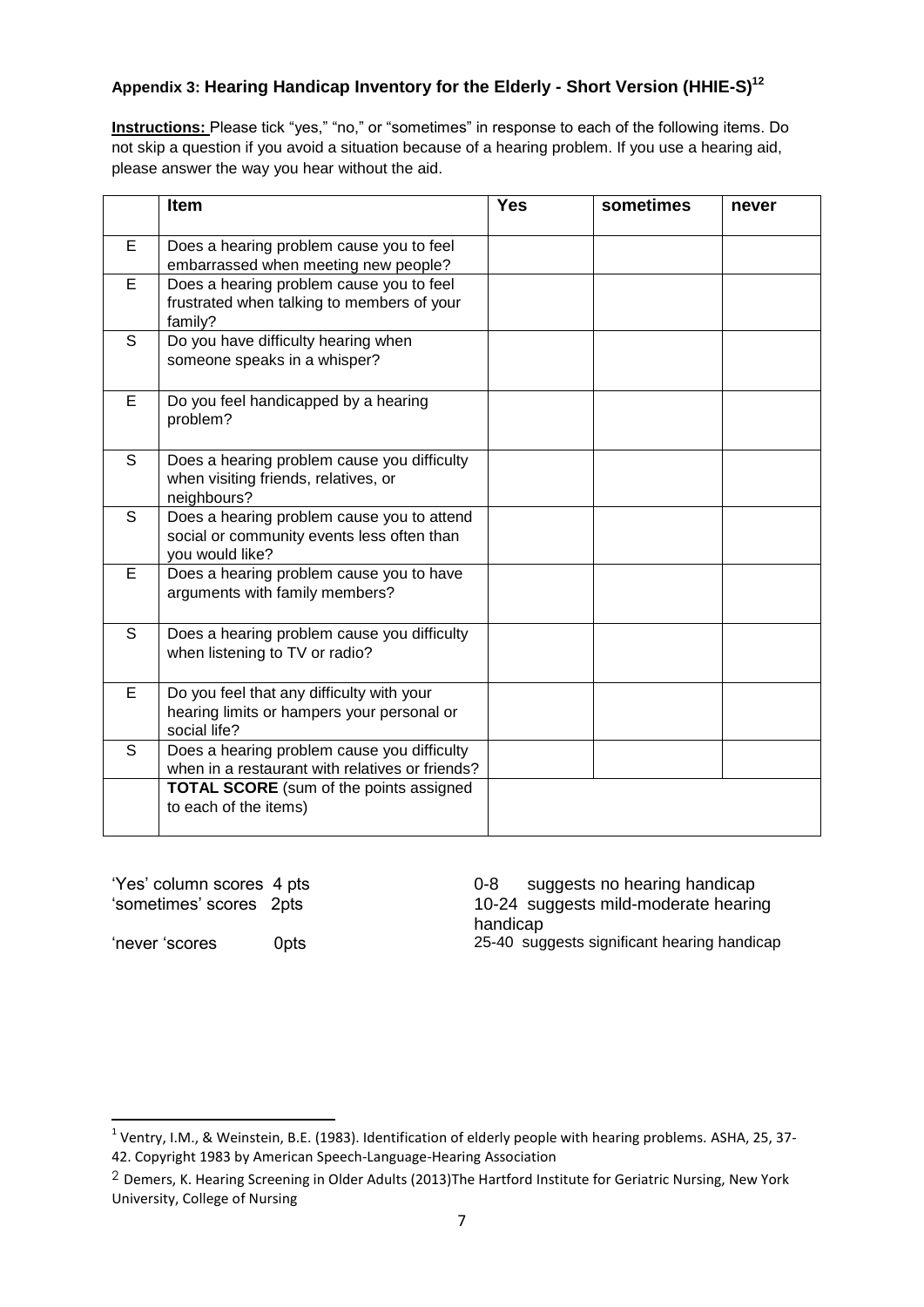## Appendix 3: Hearing Handicap Inventory for the Elderly - Short Version (HHIE-S)[1,2]

**Instructions:** Please tick "yes," "no," or "sometimes" in response to each of the following items. Do not skip a question if you avoid a situation because of a hearing problem. If you use a hearing aid, please answer the way you hear without the aid.

| | Item | Yes | sometimes | never |
|---|---|---|---|---|
| E | Does a hearing problem cause you to feel embarrassed when meeting new people? | | | |
| E | Does a hearing problem cause you to feel frustrated when talking to members of your family? | | | |
| S | Do you have difficulty hearing when someone speaks in a whisper? | | | |
| E | Do you feel handicapped by a hearing problem? | | | |
| S | Does a hearing problem cause you difficulty when visiting friends, relatives, or neighbours? | | | |
| S | Does a hearing problem cause you to attend social or community events less often than you would like? | | | |
| E | Does a hearing problem cause you to have arguments with family members? | | | |
| S | Does a hearing problem cause you difficulty when listening to TV or radio? | | | |
| E | Do you feel that any difficulty with your hearing limits or hampers your personal or social life? | | | |
| S | Does a hearing problem cause you difficulty when in a restaurant with relatives or friends? | | | |
| | **TOTAL SCORE** (sum of the points assigned to each of the items) | | | |

'Yes' column scores 4 pts
'sometimes' scores 2pts
'never 'scores 0pts

0-8 suggests no hearing handicap
10-24 suggests mild-moderate hearing handicap
25-40 suggests significant hearing handicap

---

[1] Ventry, I.M., & Weinstein, B.E. (1983). Identification of elderly people with hearing problems. ASHA, 25, 37-42. Copyright 1983 by American Speech-Language-Hearing Association

[2] Demers, K. Hearing Screening in Older Adults (2013)The Hartford Institute for Geriatric Nursing, New York University, College of Nursing